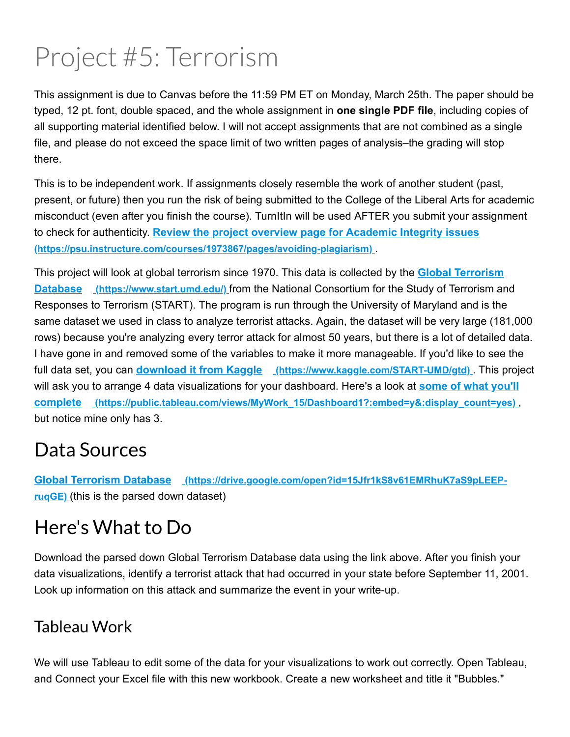# Project #5: Terrorism

This assignment is due to Canvas before the 11:59 PM ET on Monday, March 25th. The paper should be typed, 12 pt. font, double spaced, and the whole assignment in **one single PDF file**, including copies of all supporting material identified below. I will not accept assignments that are not combined as a single file, and please do not exceed the space limit of two written pages of analysis–the grading will stop there.

This is to be independent work. If assignments closely resemble the work of another student (past, present, or future) then you run the risk of being submitted to the College of the Liberal Arts for academic misconduct (even after you finish the course). TurnItIn will be used AFTER you submit your assignment to check for authenticity. **Review the project overview page for Academic Integrity issues (https://psu.instructure.com/courses/1973867/pages/avoiding-plagiarism)**.

This project will look at global terrorism since 1970. This data is collected by the **Global Terrorism Database (https://www.start.umd.edu/)** from the National Consortium for the Study of Terrorism and Responses to Terrorism (START). The program is run through the University of Maryland and is the same dataset we used in class to analyze terrorist attacks. Again, the dataset will be very large (181,000 rows) because you're analyzing every terror attack for almost 50 years, but there is a lot of detailed data. I have gone in and removed some of the variables to make it more manageable. If you'd like to see the full data set, you can **download it from Kaggle (https://www.kaggle.com/START-UMD/gtd)**. This project will ask you to arrange 4 data visualizations for your dashboard. Here's a look at **some of what you'll complete (https://public.tableau.com/views/MyWork_15/Dashboard1?:embed=y&:display_count=yes)**, but notice mine only has 3.

## Data Sources

**Global Terrorism Database (https://drive.google.com/open?id=15Jfr1kS8v61EMRhuK7aS9pLEEP-ruqGE)** (this is the parsed down dataset)

## Here's What to Do

Download the parsed down Global Terrorism Database data using the link above. After you finish your data visualizations, identify a terrorist attack that had occurred in your state before September 11, 2001. Look up information on this attack and summarize the event in your write-up.

### Tableau Work

We will use Tableau to edit some of the data for your visualizations to work out correctly. Open Tableau, and Connect your Excel file with this new workbook. Create a new worksheet and title it "Bubbles."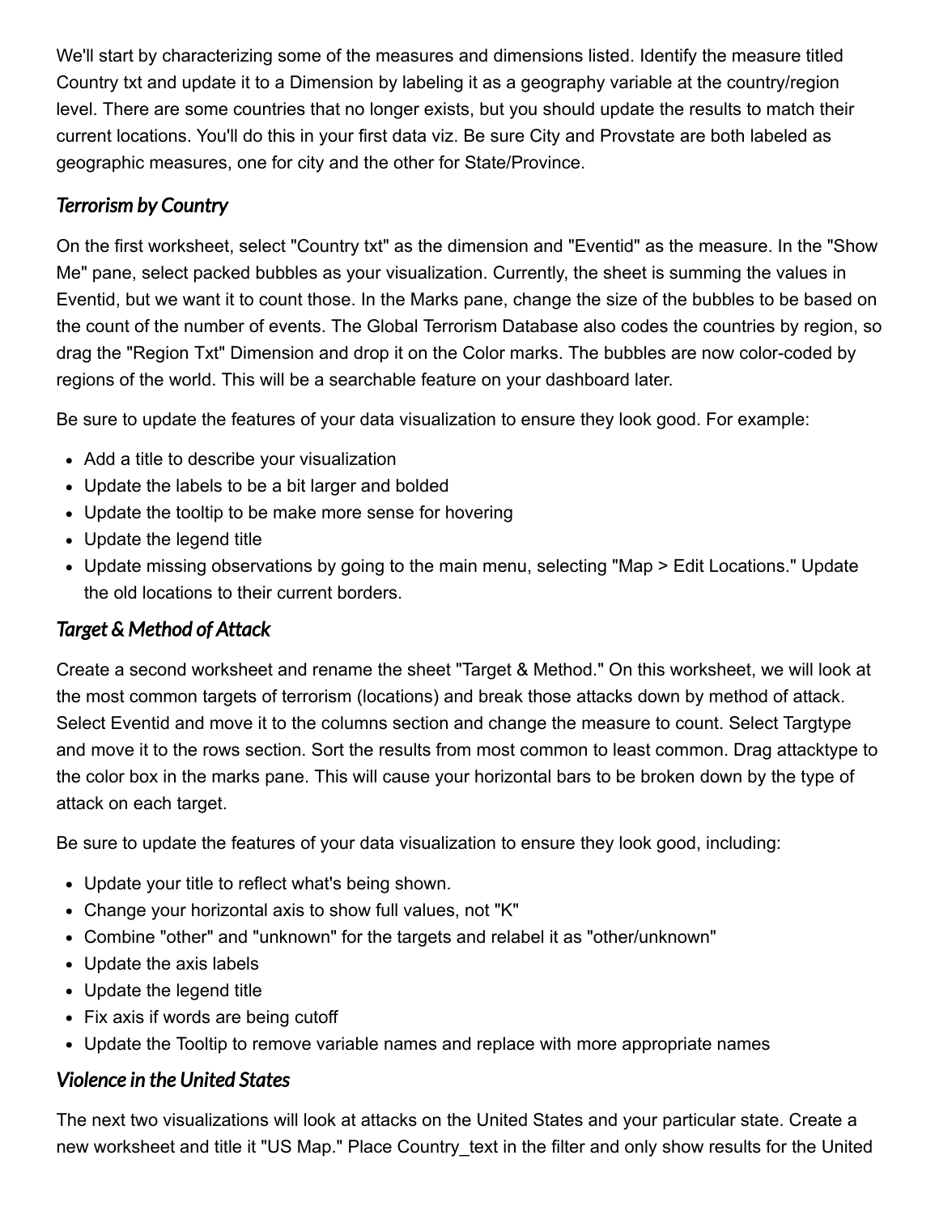We'll start by characterizing some of the measures and dimensions listed. Identify the measure titled Country txt and update it to a Dimension by labeling it as a geography variable at the country/region level. There are some countries that no longer exists, but you should update the results to match their current locations. You'll do this in your first data viz. Be sure City and Provstate are both labeled as geographic measures, one for city and the other for State/Province.

### *Terrorism by Country*

On the first worksheet, select "Country txt" as the dimension and "Eventid" as the measure. In the "Show Me" pane, select packed bubbles as your visualization. Currently, the sheet is summing the values in Eventid, but we want it to count those. In the Marks pane, change the size of the bubbles to be based on the count of the number of events. The Global Terrorism Database also codes the countries by region, so drag the "Region Txt" Dimension and drop it on the Color marks. The bubbles are now color-coded by regions of the world. This will be a searchable feature on your dashboard later.

Be sure to update the features of your data visualization to ensure they look good. For example:

- Add a title to describe your visualization
- Update the labels to be a bit larger and bolded
- Update the tooltip to be make more sense for hovering
- Update the legend title
- Update missing observations by going to the main menu, selecting "Map > Edit Locations." Update the old locations to their current borders.

### *Target & Method of Attack*

Create a second worksheet and rename the sheet "Target & Method." On this worksheet, we will look at the most common targets of terrorism (locations) and break those attacks down by method of attack. Select Eventid and move it to the columns section and change the measure to count. Select Targtype and move it to the rows section. Sort the results from most common to least common. Drag attacktype to the color box in the marks pane. This will cause your horizontal bars to be broken down by the type of attack on each target.

Be sure to update the features of your data visualization to ensure they look good, including:

- Update your title to reflect what's being shown.
- Change your horizontal axis to show full values, not "K"
- Combine "other" and "unknown" for the targets and relabel it as "other/unknown"
- Update the axis labels
- Update the legend title
- Fix axis if words are being cutoff
- Update the Tooltip to remove variable names and replace with more appropriate names

### *Violence in the United States*

The next two visualizations will look at attacks on the United States and your particular state. Create a new worksheet and title it "US Map." Place Country_text in the filter and only show results for the United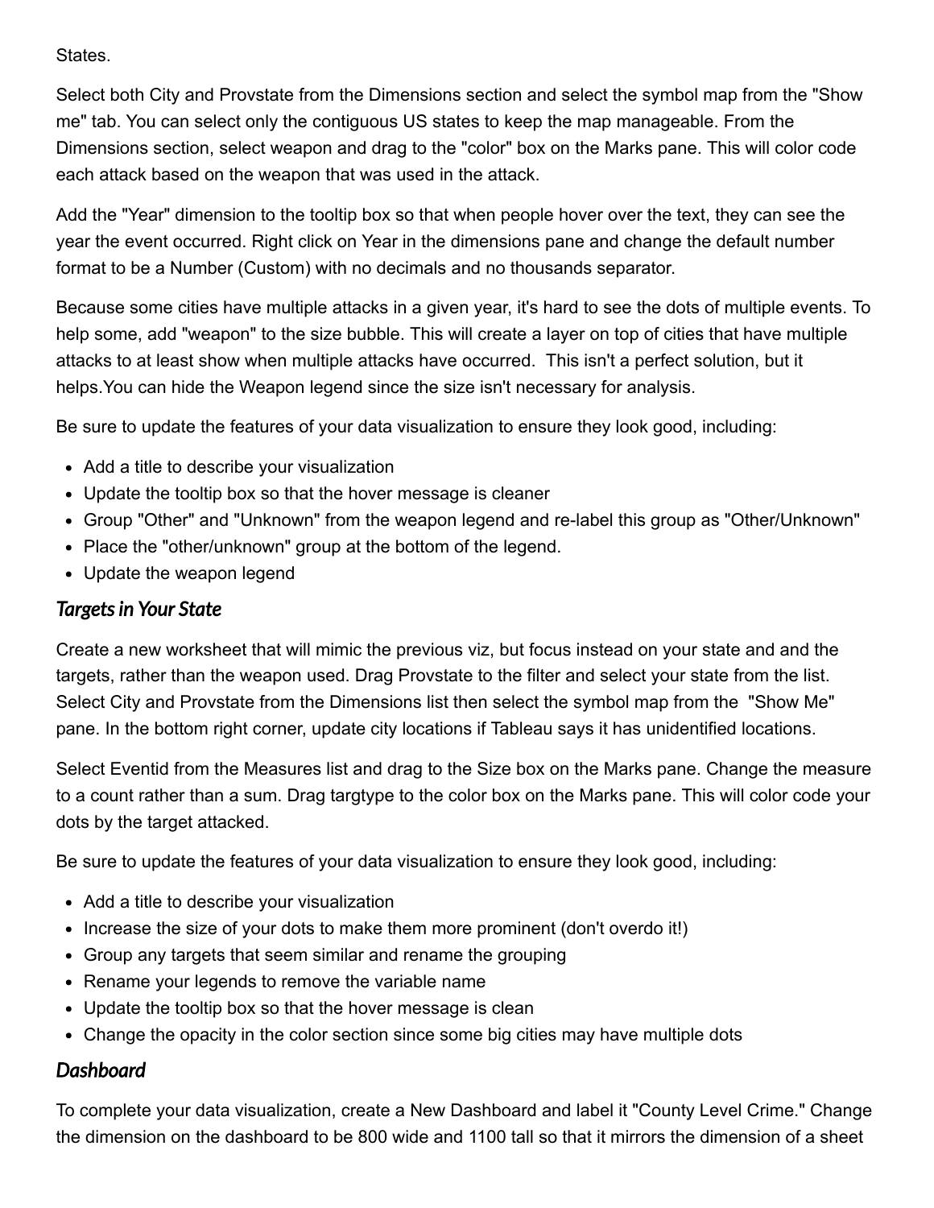States.

Select both City and Provstate from the Dimensions section and select the symbol map from the "Show me" tab. You can select only the contiguous US states to keep the map manageable. From the Dimensions section, select weapon and drag to the "color" box on the Marks pane. This will color code each attack based on the weapon that was used in the attack.

Add the "Year" dimension to the tooltip box so that when people hover over the text, they can see the year the event occurred. Right click on Year in the dimensions pane and change the default number format to be a Number (Custom) with no decimals and no thousands separator.

Because some cities have multiple attacks in a given year, it's hard to see the dots of multiple events. To help some, add "weapon" to the size bubble. This will create a layer on top of cities that have multiple attacks to at least show when multiple attacks have occurred.  This isn't a perfect solution, but it helps.You can hide the Weapon legend since the size isn't necessary for analysis.

Be sure to update the features of your data visualization to ensure they look good, including:

- Add a title to describe your visualization
- Update the tooltip box so that the hover message is cleaner
- Group "Other" and "Unknown" from the weapon legend and re-label this group as "Other/Unknown"
- Place the "other/unknown" group at the bottom of the legend.
- Update the weapon legend

### *Targets in Your State*

Create a new worksheet that will mimic the previous viz, but focus instead on your state and and the targets, rather than the weapon used. Drag Provstate to the filter and select your state from the list. Select City and Provstate from the Dimensions list then select the symbol map from the  "Show Me" pane. In the bottom right corner, update city locations if Tableau says it has unidentified locations.

Select Eventid from the Measures list and drag to the Size box on the Marks pane. Change the measure to a count rather than a sum. Drag targtype to the color box on the Marks pane. This will color code your dots by the target attacked.

Be sure to update the features of your data visualization to ensure they look good, including:

- Add a title to describe your visualization
- Increase the size of your dots to make them more prominent (don't overdo it!)
- Group any targets that seem similar and rename the grouping
- Rename your legends to remove the variable name
- Update the tooltip box so that the hover message is clean
- Change the opacity in the color section since some big cities may have multiple dots

### *Dashboard*

To complete your data visualization, create a New Dashboard and label it "County Level Crime." Change the dimension on the dashboard to be 800 wide and 1100 tall so that it mirrors the dimension of a sheet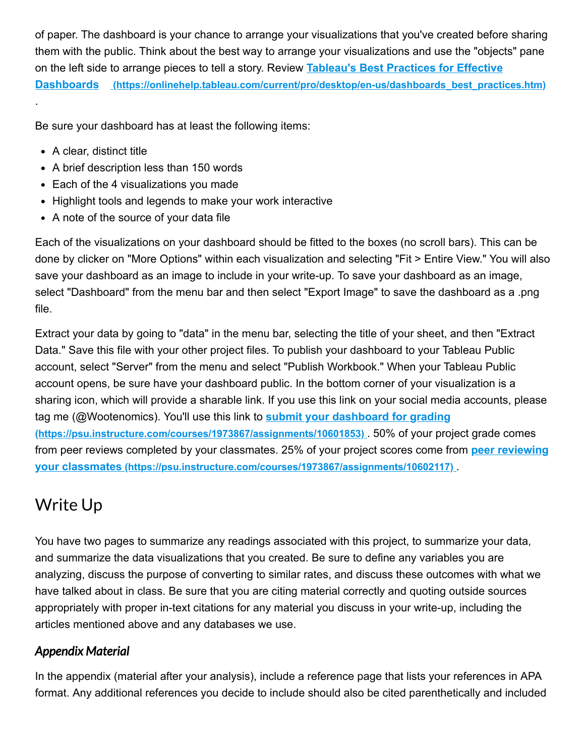of paper. The dashboard is your chance to arrange your visualizations that you've created before sharing them with the public. Think about the best way to arrange your visualizations and use the "objects" pane on the left side to arrange pieces to tell a story. Review **[Tableau's Best Practices for Effective Dashboards](https://onlinehelp.tableau.com/current/pro/desktop/en-us/dashboards_best_practices.htm)** **(https://onlinehelp.tableau.com/current/pro/desktop/en-us/dashboards_best_practices.htm)** .

Be sure your dashboard has at least the following items:

- A clear, distinct title
- A brief description less than 150 words
- Each of the 4 visualizations you made
- Highlight tools and legends to make your work interactive
- A note of the source of your data file

Each of the visualizations on your dashboard should be fitted to the boxes (no scroll bars). This can be done by clicker on "More Options" within each visualization and selecting "Fit > Entire View." You will also save your dashboard as an image to include in your write-up. To save your dashboard as an image, select "Dashboard" from the menu bar and then select "Export Image" to save the dashboard as a .png file.

Extract your data by going to "data" in the menu bar, selecting the title of your sheet, and then "Extract Data." Save this file with your other project files. To publish your dashboard to your Tableau Public account, select "Server" from the menu and select "Publish Workbook." When your Tableau Public account opens, be sure have your dashboard public. In the bottom corner of your visualization is a sharing icon, which will provide a sharable link. If you use this link on your social media accounts, please tag me (@Wootenomics). You'll use this link to **[submit your dashboard for grading](https://psu.instructure.com/courses/1973867/assignments/10601853)** **(https://psu.instructure.com/courses/1973867/assignments/10601853)** . 50% of your project grade comes from peer reviews completed by your classmates. 25% of your project scores come from **[peer reviewing your classmates](https://psu.instructure.com/courses/1973867/assignments/10602117)** **(https://psu.instructure.com/courses/1973867/assignments/10602117)** .

## Write Up

You have two pages to summarize any readings associated with this project, to summarize your data, and summarize the data visualizations that you created. Be sure to define any variables you are analyzing, discuss the purpose of converting to similar rates, and discuss these outcomes with what we have talked about in class. Be sure that you are citing material correctly and quoting outside sources appropriately with proper in-text citations for any material you discuss in your write-up, including the articles mentioned above and any databases we use.

### *Appendix Material*

In the appendix (material after your analysis), include a reference page that lists your references in APA format. Any additional references you decide to include should also be cited parenthetically and included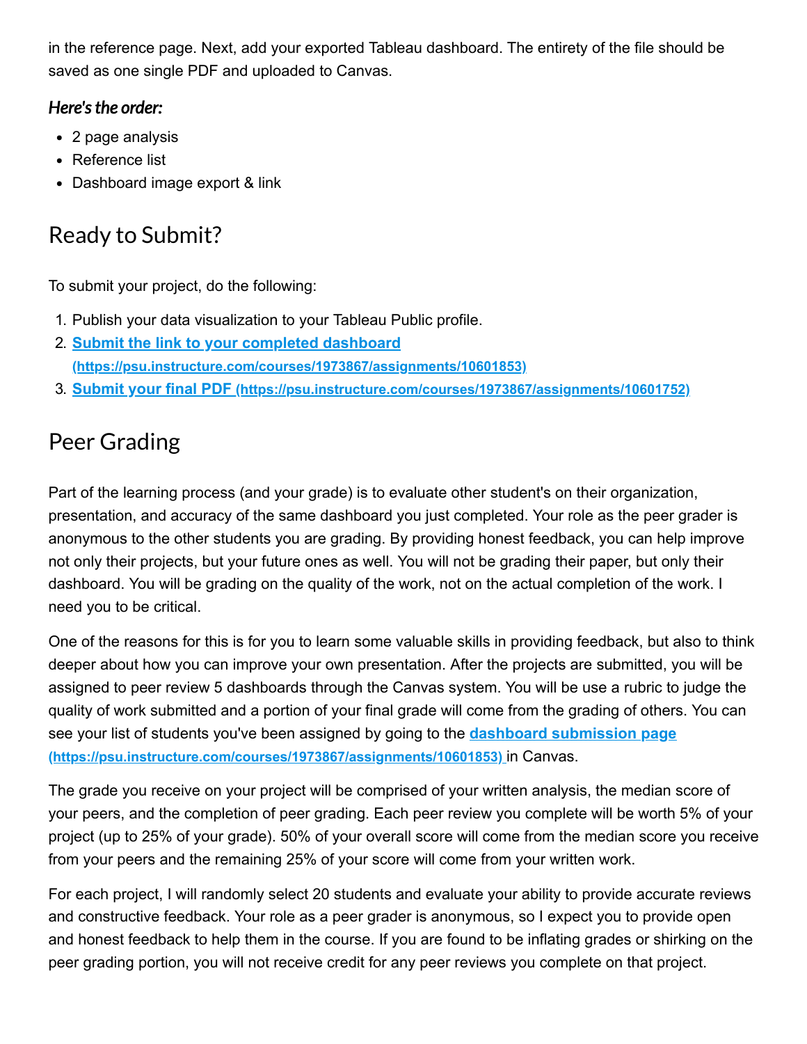in the reference page. Next, add your exported Tableau dashboard. The entirety of the file should be saved as one single PDF and uploaded to Canvas.

### *Here's the order:*

- 2 page analysis
- Reference list
- Dashboard image export & link

## Ready to Submit?

To submit your project, do the following:

1. Publish your data visualization to your Tableau Public profile.
2. **[Submit the link to your completed dashboard](https://psu.instructure.com/courses/1973867/assignments/10601853) (https://psu.instructure.com/courses/1973867/assignments/10601853)**
3. **[Submit your final PDF](https://psu.instructure.com/courses/1973867/assignments/10601752) (https://psu.instructure.com/courses/1973867/assignments/10601752)**

## Peer Grading

Part of the learning process (and your grade) is to evaluate other student's on their organization, presentation, and accuracy of the same dashboard you just completed. Your role as the peer grader is anonymous to the other students you are grading. By providing honest feedback, you can help improve not only their projects, but your future ones as well. You will not be grading their paper, but only their dashboard. You will be grading on the quality of the work, not on the actual completion of the work. I need you to be critical.

One of the reasons for this is for you to learn some valuable skills in providing feedback, but also to think deeper about how you can improve your own presentation. After the projects are submitted, you will be assigned to peer review 5 dashboards through the Canvas system. You will be use a rubric to judge the quality of work submitted and a portion of your final grade will come from the grading of others. You can see your list of students you've been assigned by going to the **[dashboard submission page](https://psu.instructure.com/courses/1973867/assignments/10601853) (https://psu.instructure.com/courses/1973867/assignments/10601853)** in Canvas.

The grade you receive on your project will be comprised of your written analysis, the median score of your peers, and the completion of peer grading. Each peer review you complete will be worth 5% of your project (up to 25% of your grade). 50% of your overall score will come from the median score you receive from your peers and the remaining 25% of your score will come from your written work.

For each project, I will randomly select 20 students and evaluate your ability to provide accurate reviews and constructive feedback. Your role as a peer grader is anonymous, so I expect you to provide open and honest feedback to help them in the course. If you are found to be inflating grades or shirking on the peer grading portion, you will not receive credit for any peer reviews you complete on that project.